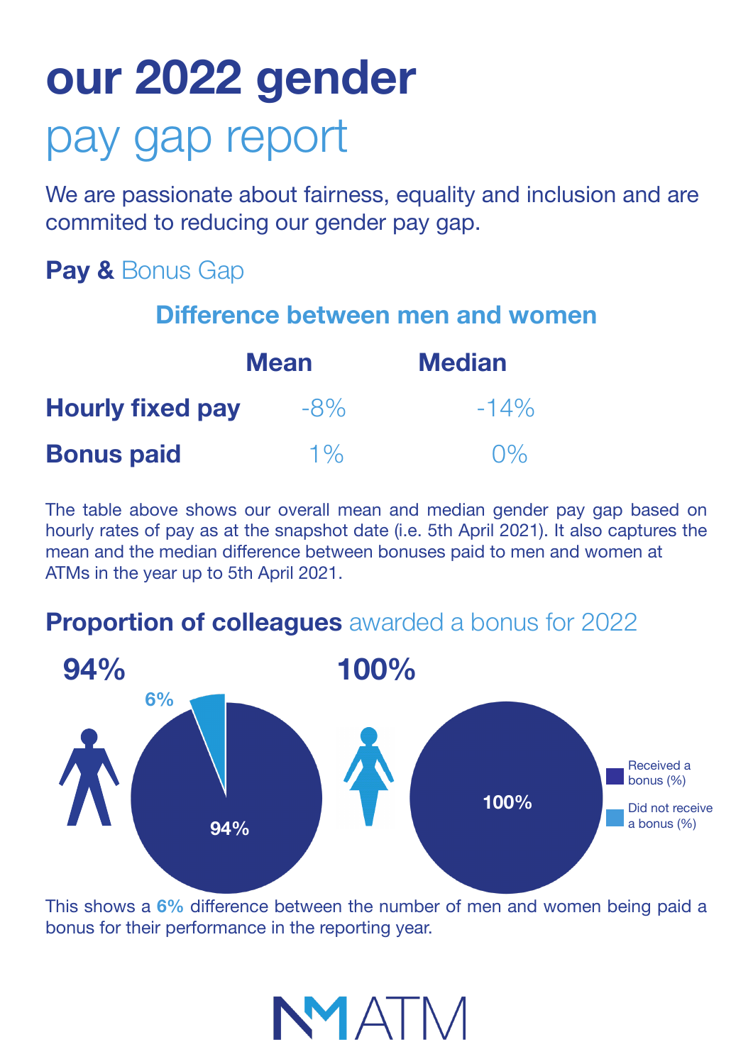# our 2022 gender

## pay gap report

We are passionate about fairness, equality and inclusion and are commited to reducing our gender pay gap.

### **Pay &** Bonus Gap

**Difference between men and women**

| | Mean | Median |
|---|---|---|
| **Hourly fixed pay** | -8% | -14% |
| **Bonus paid** | 1% | 0% |

The table above shows our overall mean and median gender pay gap based on hourly rates of pay as at the snapshot date (i.e. 5th April 2021). It also captures the mean and the median difference between bonuses paid to men and women at ATMs in the year up to 5th April 2021.

### **Proportion of colleagues** awarded a bonus for 2022

**94%**

6%

94%

**100%**

100%

Received a bonus (%)

Did not receive a bonus (%)

This shows a **6%** difference between the number of men and women being paid a bonus for their performance in the reporting year.

NMATM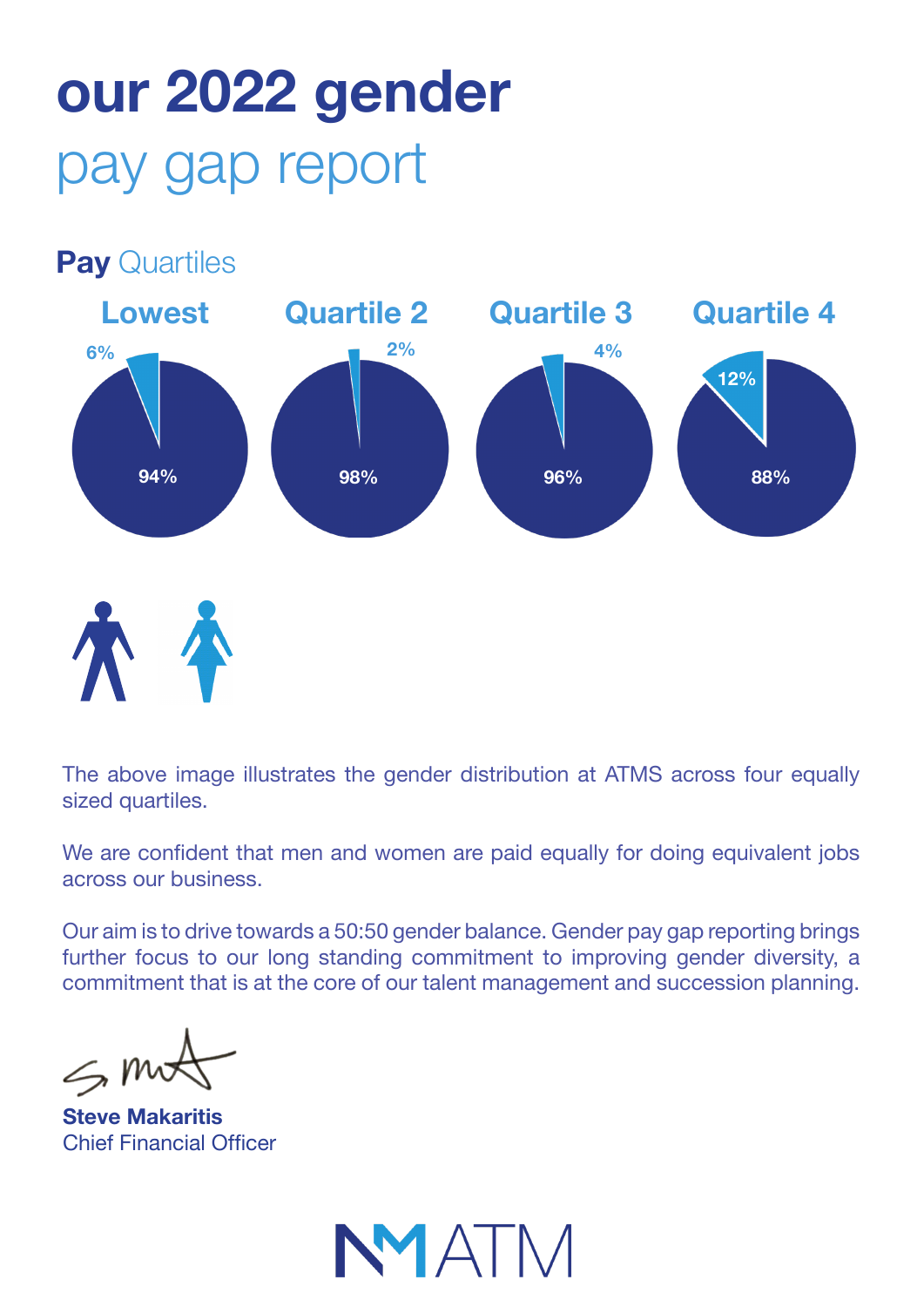# our 2022 gender pay gap report

## Pay Quartiles

Lowest
6%
94%

Quartile 2
2%
98%

Quartile 3
4%
96%

Quartile 4
12%
88%

The above image illustrates the gender distribution at ATMS across four equally sized quartiles.

We are confident that men and women are paid equally for doing equivalent jobs across our business.

Our aim is to drive towards a 50:50 gender balance. Gender pay gap reporting brings further focus to our long standing commitment to improving gender diversity, a commitment that is at the core of our talent management and succession planning.

**Steve Makaritis**
Chief Financial Officer

ATM